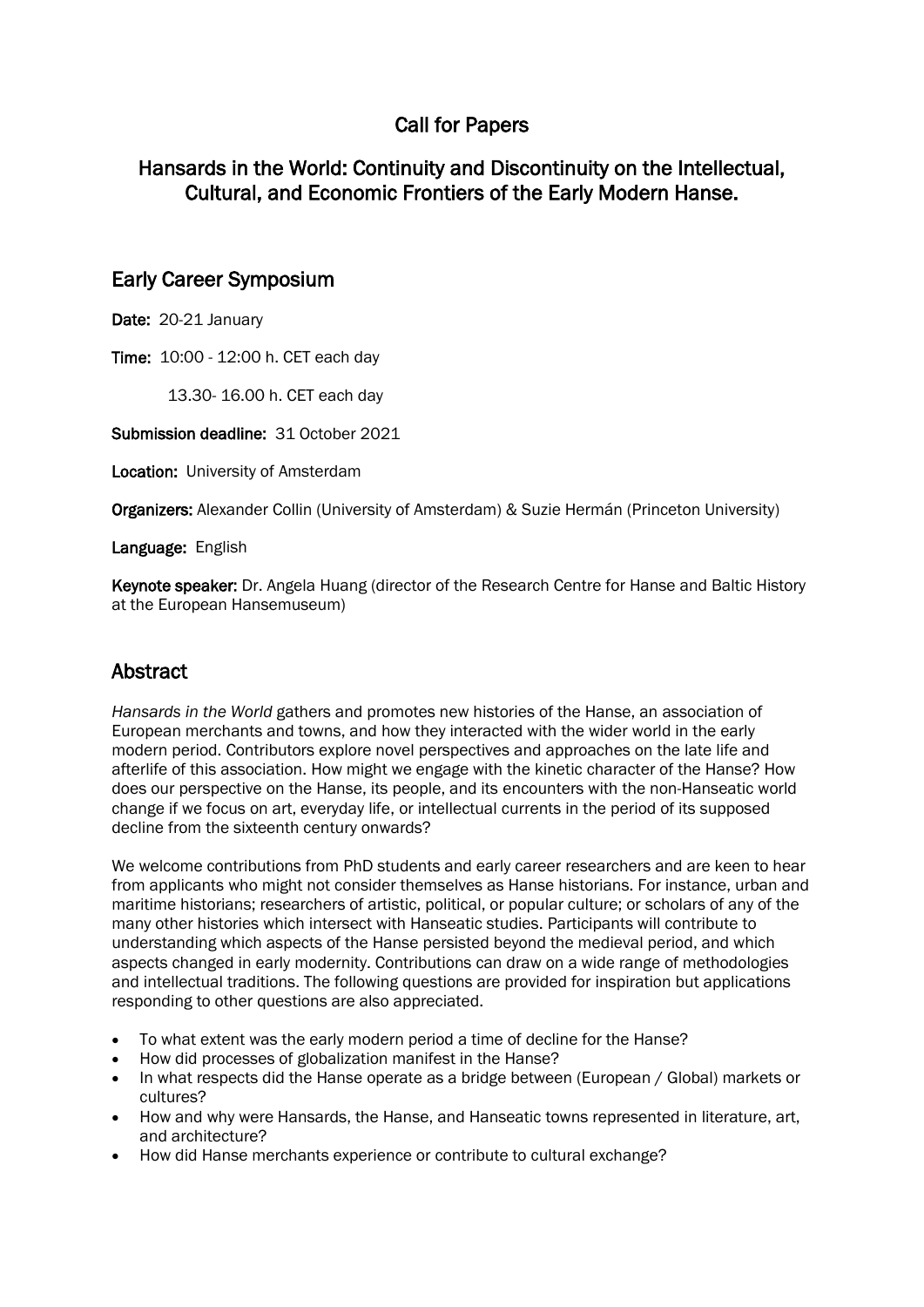# Call for Papers

## Hansards in the World: Continuity and Discontinuity on the Intellectual, Cultural, and Economic Frontiers of the Early Modern Hanse.

## Early Career Symposium

**Date:** 20-21 January

**Time:** 10:00 - 12:00 h. CET each day

13.30- 16.00 h. CET each day

**Submission deadline:** 31 October 2021

**Location:** University of Amsterdam

**Organizers:** Alexander Collin (University of Amsterdam) & Suzie Hermán (Princeton University)

**Language:** English

**Keynote speaker:** Dr. Angela Huang (director of the Research Centre for Hanse and Baltic History at the European Hansemuseum)

## Abstract

*Hansards in the World* gathers and promotes new histories of the Hanse, an association of European merchants and towns, and how they interacted with the wider world in the early modern period. Contributors explore novel perspectives and approaches on the late life and afterlife of this association. How might we engage with the kinetic character of the Hanse? How does our perspective on the Hanse, its people, and its encounters with the non-Hanseatic world change if we focus on art, everyday life, or intellectual currents in the period of its supposed decline from the sixteenth century onwards?

We welcome contributions from PhD students and early career researchers and are keen to hear from applicants who might not consider themselves as Hanse historians. For instance, urban and maritime historians; researchers of artistic, political, or popular culture; or scholars of any of the many other histories which intersect with Hanseatic studies. Participants will contribute to understanding which aspects of the Hanse persisted beyond the medieval period, and which aspects changed in early modernity. Contributions can draw on a wide range of methodologies and intellectual traditions. The following questions are provided for inspiration but applications responding to other questions are also appreciated.

- To what extent was the early modern period a time of decline for the Hanse?
- How did processes of globalization manifest in the Hanse?
- In what respects did the Hanse operate as a bridge between (European / Global) markets or cultures?
- How and why were Hansards, the Hanse, and Hanseatic towns represented in literature, art, and architecture?
- How did Hanse merchants experience or contribute to cultural exchange?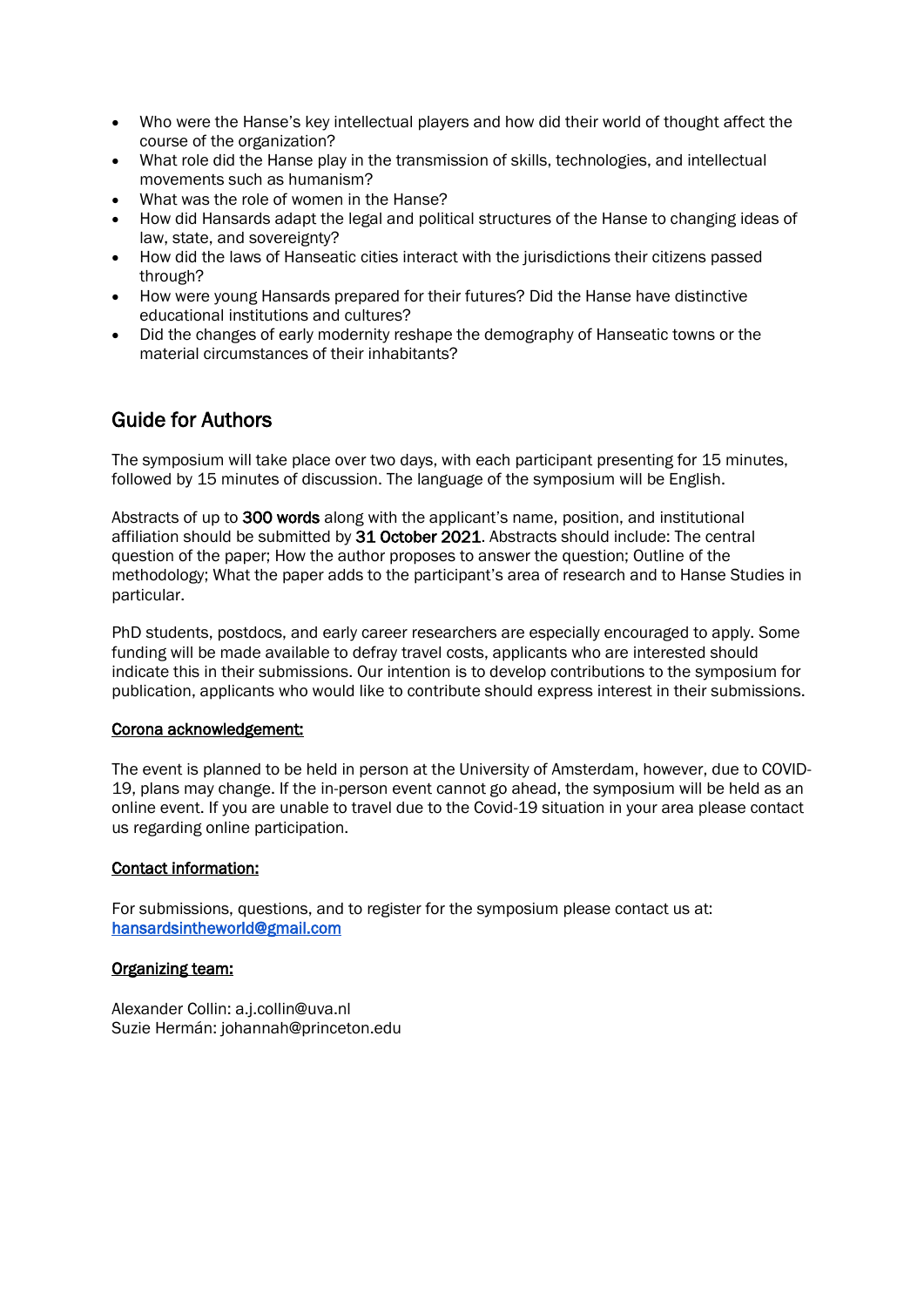- Who were the Hanse's key intellectual players and how did their world of thought affect the course of the organization?
- What role did the Hanse play in the transmission of skills, technologies, and intellectual movements such as humanism?
- What was the role of women in the Hanse?
- How did Hansards adapt the legal and political structures of the Hanse to changing ideas of law, state, and sovereignty?
- How did the laws of Hanseatic cities interact with the jurisdictions their citizens passed through?
- How were young Hansards prepared for their futures? Did the Hanse have distinctive educational institutions and cultures?
- Did the changes of early modernity reshape the demography of Hanseatic towns or the material circumstances of their inhabitants?

## Guide for Authors

The symposium will take place over two days, with each participant presenting for 15 minutes, followed by 15 minutes of discussion. The language of the symposium will be English.

Abstracts of up to **300 words** along with the applicant's name, position, and institutional affiliation should be submitted by **31 October 2021**. Abstracts should include: The central question of the paper; How the author proposes to answer the question; Outline of the methodology; What the paper adds to the participant's area of research and to Hanse Studies in particular.

PhD students, postdocs, and early career researchers are especially encouraged to apply. Some funding will be made available to defray travel costs, applicants who are interested should indicate this in their submissions. Our intention is to develop contributions to the symposium for publication, applicants who would like to contribute should express interest in their submissions.

**Corona acknowledgement:**

The event is planned to be held in person at the University of Amsterdam, however, due to COVID-19, plans may change. If the in-person event cannot go ahead, the symposium will be held as an online event. If you are unable to travel due to the Covid-19 situation in your area please contact us regarding online participation.

**Contact information:**

For submissions, questions, and to register for the symposium please contact us at: hansardsintheworld@gmail.com

**Organizing team:**

Alexander Collin: a.j.collin@uva.nl
Suzie Hermán: johannah@princeton.edu